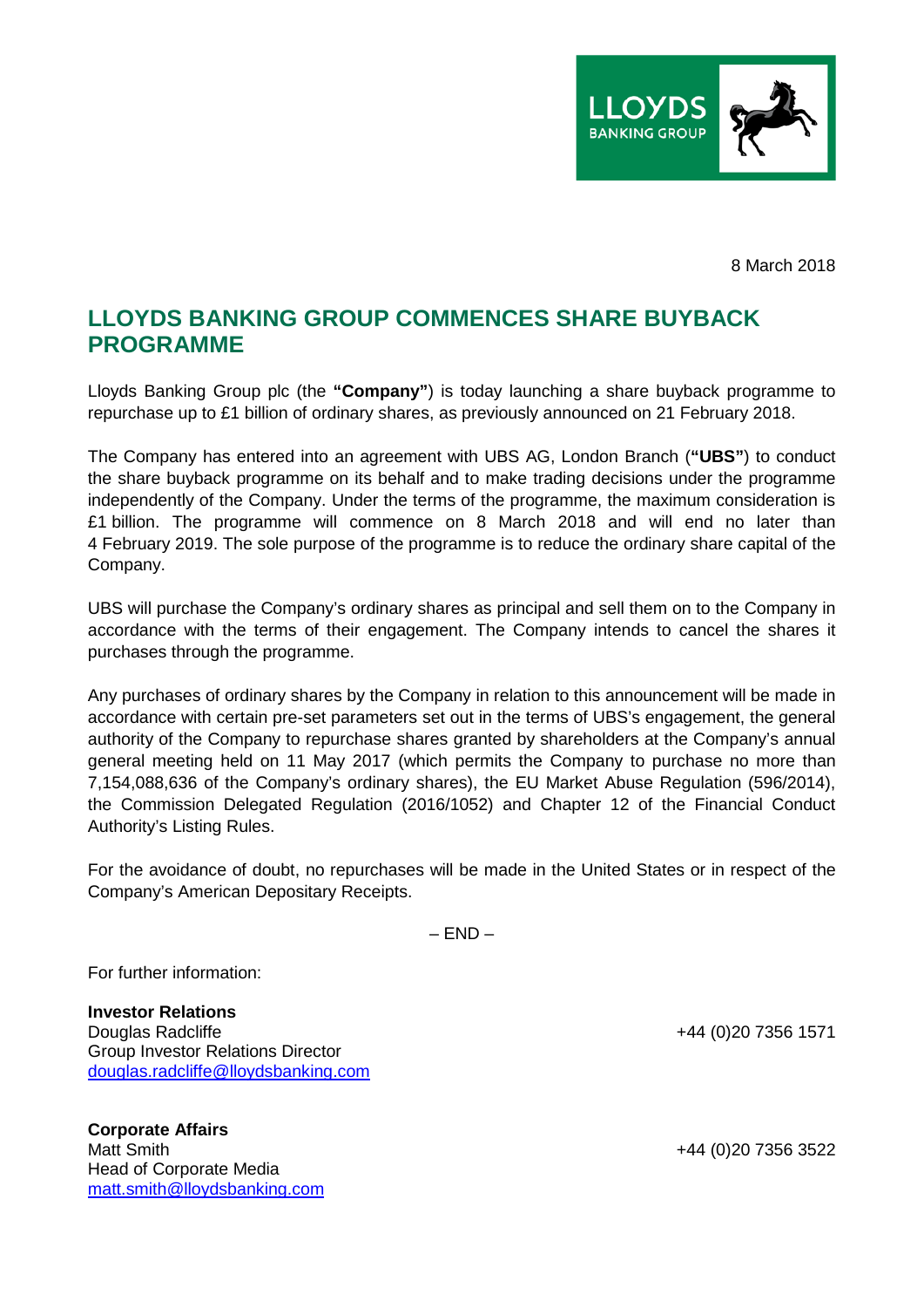8 March 2018

# LLOYDS BANKING GROUP COMMENCES SHARE BUYBACK PROGRAMME

Lloyds Banking Group plc (the **"Company"**) is today launching a share buyback programme to repurchase up to £1 billion of ordinary shares, as previously announced on 21 February 2018.

The Company has entered into an agreement with UBS AG, London Branch (**"UBS"**) to conduct the share buyback programme on its behalf and to make trading decisions under the programme independently of the Company. Under the terms of the programme, the maximum consideration is £1 billion. The programme will commence on 8 March 2018 and will end no later than 4 February 2019. The sole purpose of the programme is to reduce the ordinary share capital of the Company.

UBS will purchase the Company's ordinary shares as principal and sell them on to the Company in accordance with the terms of their engagement. The Company intends to cancel the shares it purchases through the programme.

Any purchases of ordinary shares by the Company in relation to this announcement will be made in accordance with certain pre-set parameters set out in the terms of UBS's engagement, the general authority of the Company to repurchase shares granted by shareholders at the Company's annual general meeting held on 11 May 2017 (which permits the Company to purchase no more than 7,154,088,636 of the Company's ordinary shares), the EU Market Abuse Regulation (596/2014), the Commission Delegated Regulation (2016/1052) and Chapter 12 of the Financial Conduct Authority's Listing Rules.

For the avoidance of doubt, no repurchases will be made in the United States or in respect of the Company's American Depositary Receipts.

– END –

For further information:

**Investor Relations**
Douglas Radcliffe — +44 (0)20 7356 1571
Group Investor Relations Director
douglas.radcliffe@lloydsbanking.com

**Corporate Affairs**
Matt Smith — +44 (0)20 7356 3522
Head of Corporate Media
matt.smith@lloydsbanking.com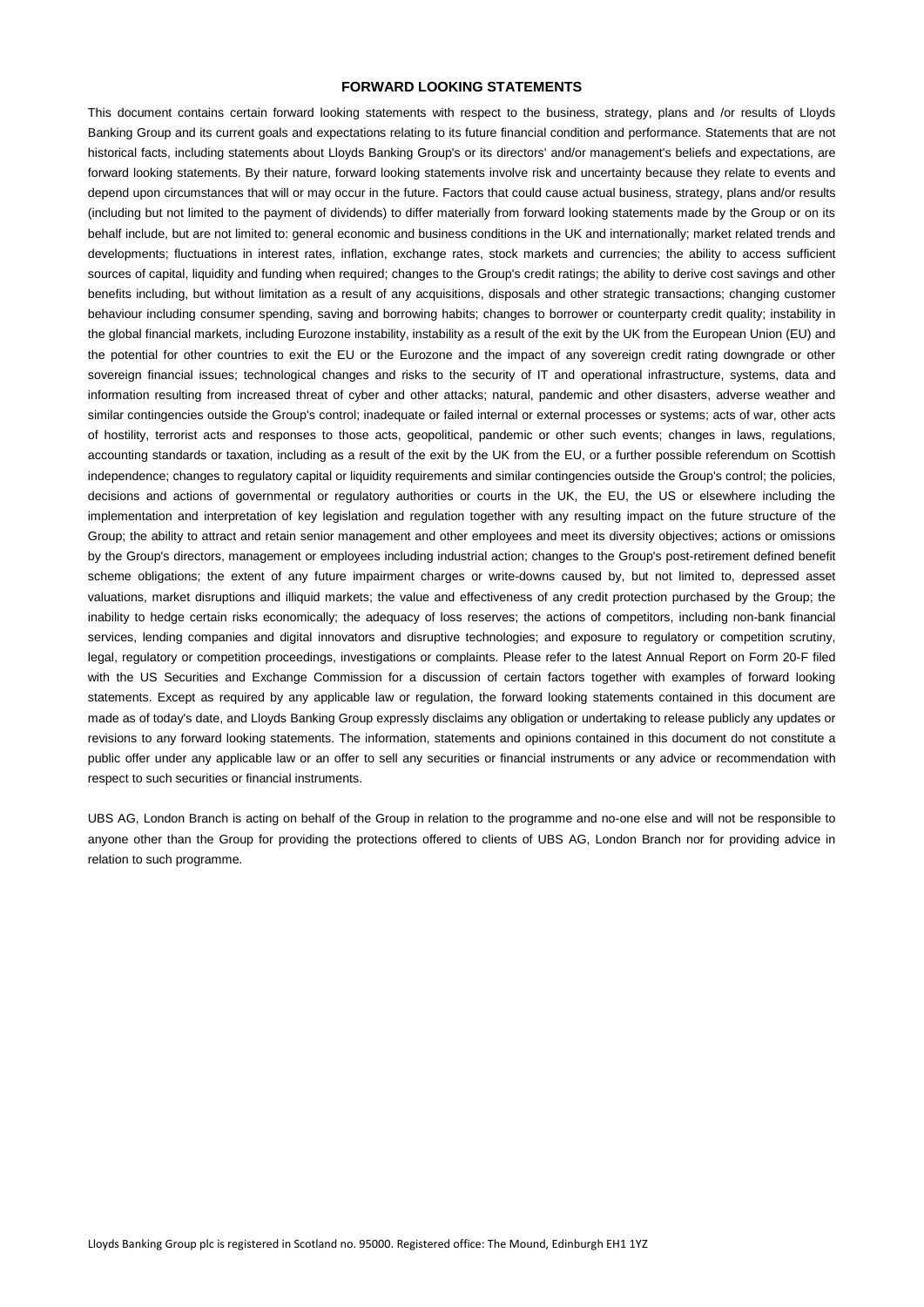## FORWARD LOOKING STATEMENTS

This document contains certain forward looking statements with respect to the business, strategy, plans and /or results of Lloyds Banking Group and its current goals and expectations relating to its future financial condition and performance. Statements that are not historical facts, including statements about Lloyds Banking Group's or its directors' and/or management's beliefs and expectations, are forward looking statements. By their nature, forward looking statements involve risk and uncertainty because they relate to events and depend upon circumstances that will or may occur in the future. Factors that could cause actual business, strategy, plans and/or results (including but not limited to the payment of dividends) to differ materially from forward looking statements made by the Group or on its behalf include, but are not limited to: general economic and business conditions in the UK and internationally; market related trends and developments; fluctuations in interest rates, inflation, exchange rates, stock markets and currencies; the ability to access sufficient sources of capital, liquidity and funding when required; changes to the Group's credit ratings; the ability to derive cost savings and other benefits including, but without limitation as a result of any acquisitions, disposals and other strategic transactions; changing customer behaviour including consumer spending, saving and borrowing habits; changes to borrower or counterparty credit quality; instability in the global financial markets, including Eurozone instability, instability as a result of the exit by the UK from the European Union (EU) and the potential for other countries to exit the EU or the Eurozone and the impact of any sovereign credit rating downgrade or other sovereign financial issues; technological changes and risks to the security of IT and operational infrastructure, systems, data and information resulting from increased threat of cyber and other attacks; natural, pandemic and other disasters, adverse weather and similar contingencies outside the Group's control; inadequate or failed internal or external processes or systems; acts of war, other acts of hostility, terrorist acts and responses to those acts, geopolitical, pandemic or other such events; changes in laws, regulations, accounting standards or taxation, including as a result of the exit by the UK from the EU, or a further possible referendum on Scottish independence; changes to regulatory capital or liquidity requirements and similar contingencies outside the Group's control; the policies, decisions and actions of governmental or regulatory authorities or courts in the UK, the EU, the US or elsewhere including the implementation and interpretation of key legislation and regulation together with any resulting impact on the future structure of the Group; the ability to attract and retain senior management and other employees and meet its diversity objectives; actions or omissions by the Group's directors, management or employees including industrial action; changes to the Group's post-retirement defined benefit scheme obligations; the extent of any future impairment charges or write-downs caused by, but not limited to, depressed asset valuations, market disruptions and illiquid markets; the value and effectiveness of any credit protection purchased by the Group; the inability to hedge certain risks economically; the adequacy of loss reserves; the actions of competitors, including non-bank financial services, lending companies and digital innovators and disruptive technologies; and exposure to regulatory or competition scrutiny, legal, regulatory or competition proceedings, investigations or complaints. Please refer to the latest Annual Report on Form 20-F filed with the US Securities and Exchange Commission for a discussion of certain factors together with examples of forward looking statements. Except as required by any applicable law or regulation, the forward looking statements contained in this document are made as of today's date, and Lloyds Banking Group expressly disclaims any obligation or undertaking to release publicly any updates or revisions to any forward looking statements. The information, statements and opinions contained in this document do not constitute a public offer under any applicable law or an offer to sell any securities or financial instruments or any advice or recommendation with respect to such securities or financial instruments.

UBS AG, London Branch is acting on behalf of the Group in relation to the programme and no-one else and will not be responsible to anyone other than the Group for providing the protections offered to clients of UBS AG, London Branch nor for providing advice in relation to such programme.

Lloyds Banking Group plc is registered in Scotland no. 95000. Registered office: The Mound, Edinburgh EH1 1YZ